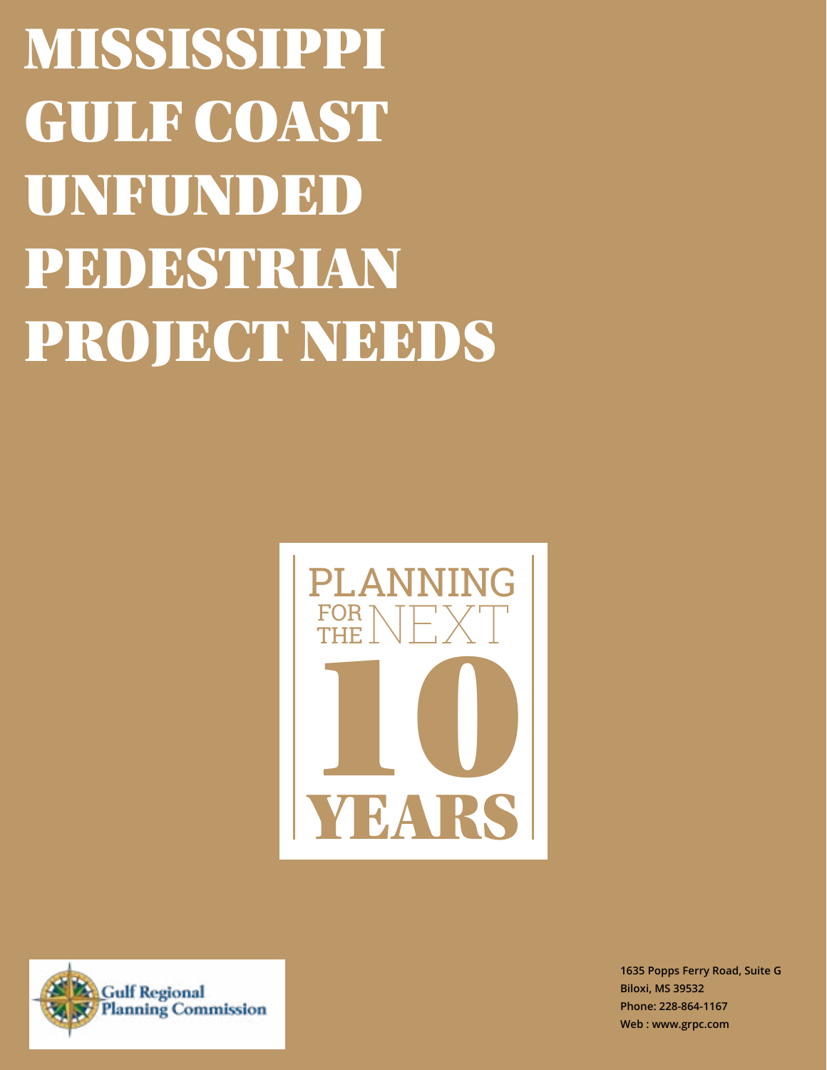# MISSISSIPPI GULF COAST UNFUNDED PEDESTRIAN PROJECT NEEDS

PLANNING FOR THE NEXT 10 YEARS

Gulf Regional Planning Commission

**1635 Popps Ferry Road, Suite G**
**Biloxi, MS 39532**
**Phone: 228-864-1167**
**Web : www.grpc.com**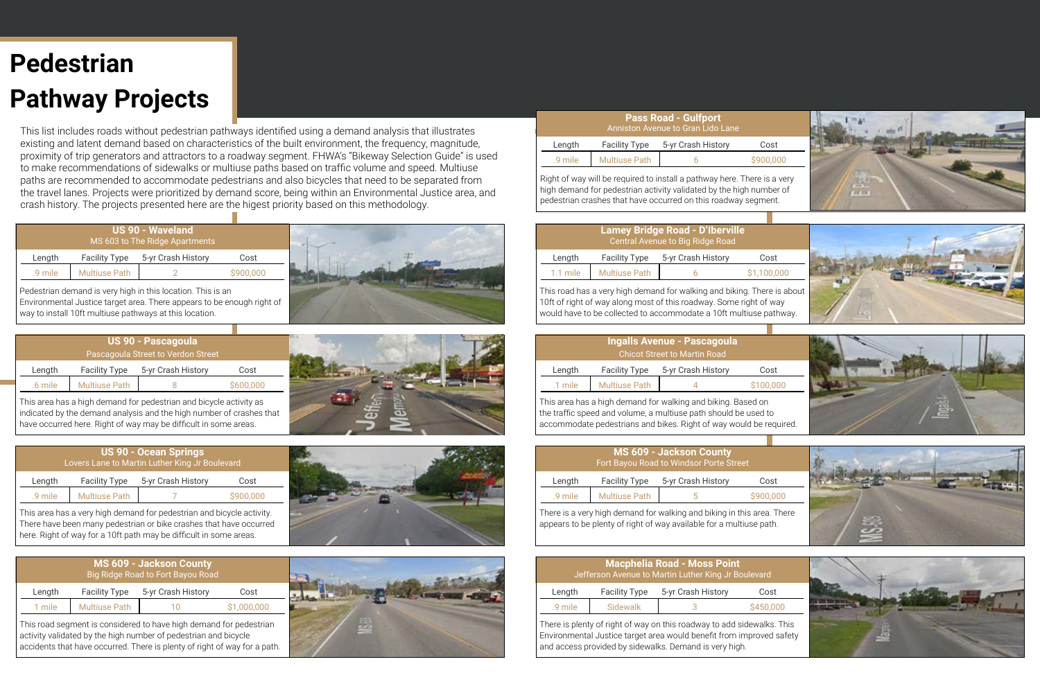# Pedestrian Pathway Projects

This list includes roads without pedestrian pathways identified using a demand analysis that illustrates existing and latent demand based on characteristics of the built environment, the frequency, magnitude, proximity of trip generators and attractors to a roadway segment. FHWA's "Bikeway Selection Guide" is used to make recommendations of sidewalks or multiuse paths based on traffic volume and speed. Multiuse paths are recommended to accommodate pedestrians and also bicycles that need to be separated from the travel lanes. Projects were prioritized by demand score, being within an Environmental Justice area, and crash history. The projects presented here are the higest priority based on this methodology.

### US 90 - Waveland

MS 603 to The Ridge Apartments

| Length | Facility Type | 5-yr Crash History | Cost |
| --- | --- | --- | --- |
| .9 mile | Multiuse Path | 2 | $900,000 |

Pedestrian demand is very high in this location. This is an Environmental Justice target area. There appears to be enough right of way to install 10ft multiuse pathways at this location.

### US 90 - Pascagoula

Pascagoula Street to Verdon Street

| Length | Facility Type | 5-yr Crash History | Cost |
| --- | --- | --- | --- |
| .6 mile | Multiuse Path | 8 | $600,000 |

This area has a high demand for pedestrian and bicycle activity as indicated by the demand analysis and the high number of crashes that have occurred here. Right of way may be difficult in some areas.

### US 90 - Ocean Springs

Lovers Lane to Martin Luther King Jr Boulevard

| Length | Facility Type | 5-yr Crash History | Cost |
| --- | --- | --- | --- |
| .9 mile | Multiuse Path | 7 | $900,000 |

This area has a very high demand for pedestrian and bicycle activity. There have been many pedestrian or bike crashes that have occurred here. Right of way for a 10ft path may be difficult in some areas.

### MS 609 - Jackson County

Big Ridge Road to Fort Bayou Road

| Length | Facility Type | 5-yr Crash History | Cost |
| --- | --- | --- | --- |
| 1 mile | Multiuse Path | 10 | $1,000,000 |

This road segment is considered to have high demand for pedestrian activity validated by the high number of pedestrian and bicycle accidents that have occurred. There is plenty of right of way for a path.

### Pass Road - Gulfport

Anniston Avenue to Gran Lido Lane

| Length | Facility Type | 5-yr Crash History | Cost |
| --- | --- | --- | --- |
| .9 mile | Multiuse Path | 6 | $900,000 |

Right of way will be required to install a pathway here. There is a very high demand for pedestrian activity validated by the high number of pedestrian crashes that have occurred on this roadway segment.

### Lamey Bridge Road - D'Iberville

Central Avenue to Big Ridge Road

| Length | Facility Type | 5-yr Crash History | Cost |
| --- | --- | --- | --- |
| 1.1 mile | Multiuse Path | 6 | $1,100,000 |

This road has a very high demand for walking and biking. There is about 10ft of right of way along most of this roadway. Some right of way would have to be collected to accommodate a 10ft multiuse pathway.

### Ingalls Avenue - Pascagoula

Chicot Street to Martin Road

| Length | Facility Type | 5-yr Crash History | Cost |
| --- | --- | --- | --- |
| .1 mile | Multiuse Path | 4 | $100,000 |

This area has a high demand for walking and biking. Based on the traffic speed and volume, a multiuse path should be used to accommodate pedestrians and bikes. Right of way would be required.

### MS 609 - Jackson County

Fort Bayou Road to Windsor Porte Street

| Length | Facility Type | 5-yr Crash History | Cost |
| --- | --- | --- | --- |
| .9 mile | Multiuse Path | 5 | $900,000 |

There is a very high demand for walking and biking in this area. There appears to be plenty of right of way available for a multiuse path.

### Macphelia Road - Moss Point

Jefferson Avenue to Martin Luther King Jr Boulevard

| Length | Facility Type | 5-yr Crash History | Cost |
| --- | --- | --- | --- |
| .9 mile | Sidewalk | 3 | $450,000 |

There is plenty of right of way on this roadway to add sidewalks. This Environmental Justice target area would benefit from improved safety and access provided by sidewalks. Demand is very high.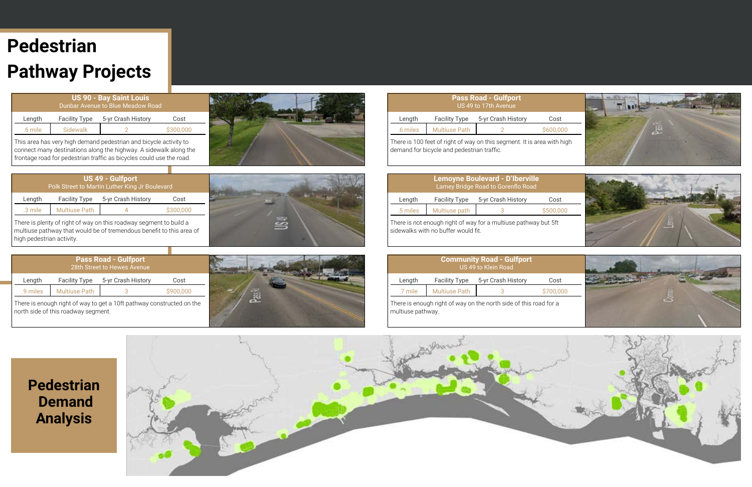# Pedestrian Pathway Projects

### US 90 - Bay Saint Louis
Dunbar Avenue to Blue Meadow Road

| Length | Facility Type | 5-yr Crash History | Cost |
|---|---|---|---|
| .6 mile | Sidewalk | 2 | $300,000 |

This area has very high demand pedestrian and bicycle activity to connect many destinations along the highway. A sidewalk along the frontage road for pedestrian traffic as bicycles could use the road.

### US 49 - Gulfport
Polk Street to Martin Luther King Jr Boulevard

| Length | Facility Type | 5-yr Crash History | Cost |
|---|---|---|---|
| .3 mile | Multiuse Path | 4 | $300,000 |

There is plenty of right of way on this roadway segment to build a multiuse pathway that would be of tremendous benefit to this area of high pedestrian activity.

### Pass Road - Gulfport
28th Street to Hewes Avenue

| Length | Facility Type | 5-yr Crash History | Cost |
|---|---|---|---|
| .9 miles | Multiuse Path | 3 | $900,000 |

There is enough right of way to get a 10ft pathway constructed on the north side of this roadway segment.

### Pass Road - Gulfport
US 49 to 17th Avenue

| Length | Facility Type | 5-yr Crash History | Cost |
|---|---|---|---|
| .6 miles | Multiuse Path | 2 | $600,000 |

There is 100 feet of right of way on this segment. It is area with high demand for bicycle and pedestrian traffic.

### Lemoyne Boulevard - D'Iberville
Lamey Bridge Road to Gorenflo Road

| Length | Facility Type | 5-yr Crash History | Cost |
|---|---|---|---|
| .5 miles | Multiuse path | 3 | $500,000 |

There is not enough right of way for a multiuse pathway but 5ft sidewalks with no buffer would fit.

### Community Road - Gulfport
US 49 to Klein Road

| Length | Facility Type | 5-yr Crash History | Cost |
|---|---|---|---|
| .7 mile | Multiuse Path | 3 | $700,000 |

There is enough right of way on the north side of this road for a multiuse pathway.

## Pedestrian Demand Analysis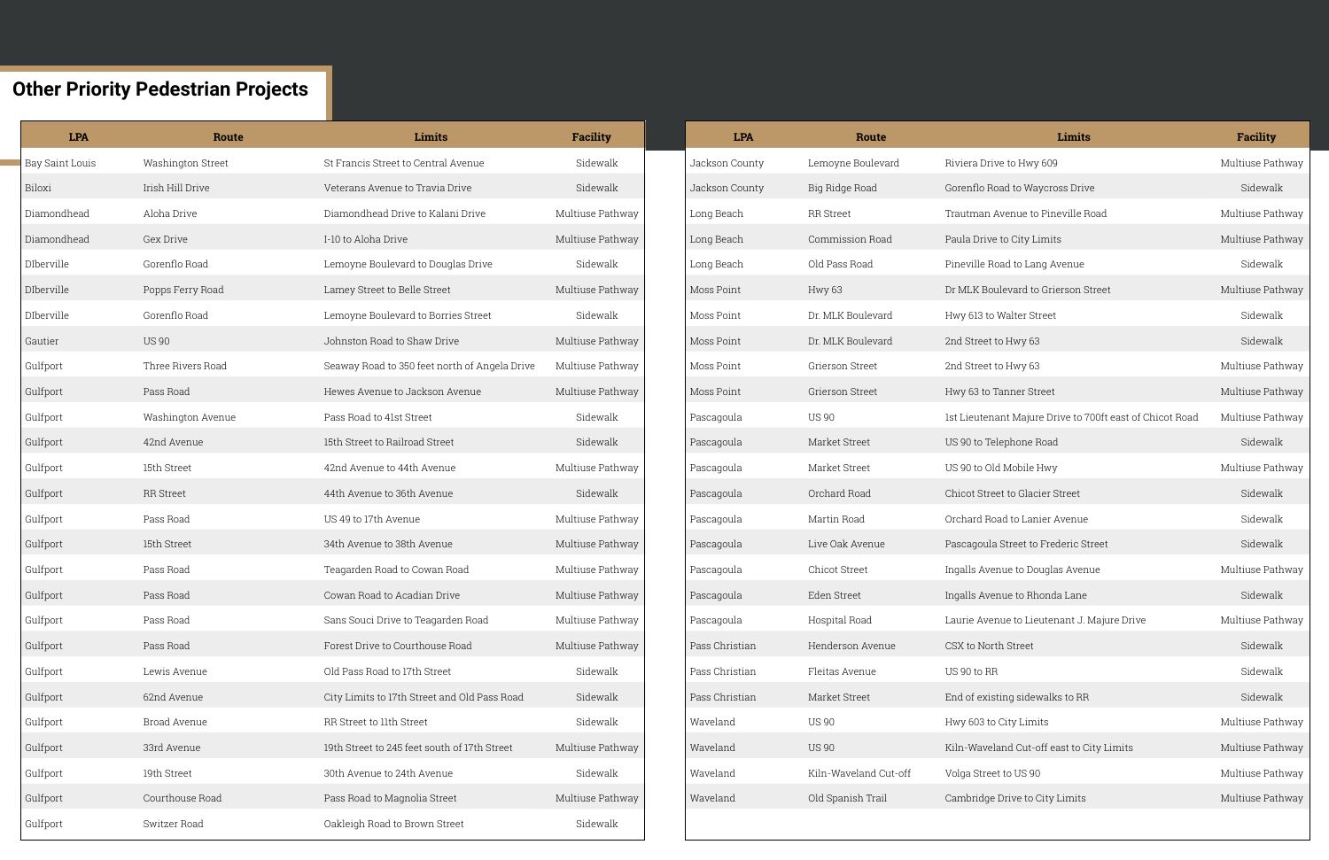## Other Priority Pedestrian Projects

| LPA | Route | Limits | Facility |
|---|---|---|---|
| Bay Saint Louis | Washington Street | St Francis Street to Central Avenue | Sidewalk |
| Biloxi | Irish Hill Drive | Veterans Avenue to Travia Drive | Sidewalk |
| Diamondhead | Aloha Drive | Diamondhead Drive to Kalani Drive | Multiuse Pathway |
| Diamondhead | Gex Drive | I-10 to Aloha Drive | Multiuse Pathway |
| DIberville | Gorenflo Road | Lemoyne Boulevard to Douglas Drive | Sidewalk |
| DIberville | Popps Ferry Road | Lamey Street to Belle Street | Multiuse Pathway |
| DIberville | Gorenflo Road | Lemoyne Boulevard to Borries Street | Sidewalk |
| Gautier | US 90 | Johnston Road to Shaw Drive | Multiuse Pathway |
| Gulfport | Three Rivers Road | Seaway Road to 350 feet north of Angela Drive | Multiuse Pathway |
| Gulfport | Pass Road | Hewes Avenue to Jackson Avenue | Multiuse Pathway |
| Gulfport | Washington Avenue | Pass Road to 41st Street | Sidewalk |
| Gulfport | 42nd Avenue | 15th Street to Railroad Street | Sidewalk |
| Gulfport | 15th Street | 42nd Avenue to 44th Avenue | Multiuse Pathway |
| Gulfport | RR Street | 44th Avenue to 36th Avenue | Sidewalk |
| Gulfport | Pass Road | US 49 to 17th Avenue | Multiuse Pathway |
| Gulfport | 15th Street | 34th Avenue to 38th Avenue | Multiuse Pathway |
| Gulfport | Pass Road | Teagarden Road to Cowan Road | Multiuse Pathway |
| Gulfport | Pass Road | Cowan Road to Acadian Drive | Multiuse Pathway |
| Gulfport | Pass Road | Sans Souci Drive to Teagarden Road | Multiuse Pathway |
| Gulfport | Pass Road | Forest Drive to Courthouse Road | Multiuse Pathway |
| Gulfport | Lewis Avenue | Old Pass Road to 17th Street | Sidewalk |
| Gulfport | 62nd Avenue | City Limits to 17th Street and Old Pass Road | Sidewalk |
| Gulfport | Broad Avenue | RR Street to 11th Street | Sidewalk |
| Gulfport | 33rd Avenue | 19th Street to 245 feet south of 17th Street | Multiuse Pathway |
| Gulfport | 19th Street | 30th Avenue to 24th Avenue | Sidewalk |
| Gulfport | Courthouse Road | Pass Road to Magnolia Street | Multiuse Pathway |
| Gulfport | Switzer Road | Oakleigh Road to Brown Street | Sidewalk |
| Jackson County | Lemoyne Boulevard | Riviera Drive to Hwy 609 | Multiuse Pathway |
| Jackson County | Big Ridge Road | Gorenflo Road to Waycross Drive | Sidewalk |
| Long Beach | RR Street | Trautman Avenue to Pineville Road | Multiuse Pathway |
| Long Beach | Commission Road | Paula Drive to City Limits | Multiuse Pathway |
| Long Beach | Old Pass Road | Pineville Road to Lang Avenue | Sidewalk |
| Moss Point | Hwy 63 | Dr MLK Boulevard to Grierson Street | Multiuse Pathway |
| Moss Point | Dr. MLK Boulevard | Hwy 613 to Walter Street | Sidewalk |
| Moss Point | Dr. MLK Boulevard | 2nd Street to Hwy 63 | Sidewalk |
| Moss Point | Grierson Street | 2nd Street to Hwy 63 | Multiuse Pathway |
| Moss Point | Grierson Street | Hwy 63 to Tanner Street | Multiuse Pathway |
| Pascagoula | US 90 | 1st Lieutenant Majure Drive to 700ft east of Chicot Road | Multiuse Pathway |
| Pascagoula | Market Street | US 90 to Telephone Road | Sidewalk |
| Pascagoula | Market Street | US 90 to Old Mobile Hwy | Multiuse Pathway |
| Pascagoula | Orchard Road | Chicot Street to Glacier Street | Sidewalk |
| Pascagoula | Martin Road | Orchard Road to Lanier Avenue | Sidewalk |
| Pascagoula | Live Oak Avenue | Pascagoula Street to Frederic Street | Sidewalk |
| Pascagoula | Chicot Street | Ingalls Avenue to Douglas Avenue | Multiuse Pathway |
| Pascagoula | Eden Street | Ingalls Avenue to Rhonda Lane | Sidewalk |
| Pascagoula | Hospital Road | Laurie Avenue to Lieutenant J. Majure Drive | Multiuse Pathway |
| Pass Christian | Henderson Avenue | CSX to North Street | Sidewalk |
| Pass Christian | Fleitas Avenue | US 90 to RR | Sidewalk |
| Pass Christian | Market Street | End of existing sidewalks to RR | Sidewalk |
| Waveland | US 90 | Hwy 603 to City Limits | Multiuse Pathway |
| Waveland | US 90 | Kiln-Waveland Cut-off east to City Limits | Multiuse Pathway |
| Waveland | Kiln-Waveland Cut-off | Volga Street to US 90 | Multiuse Pathway |
| Waveland | Old Spanish Trail | Cambridge Drive to City Limits | Multiuse Pathway |